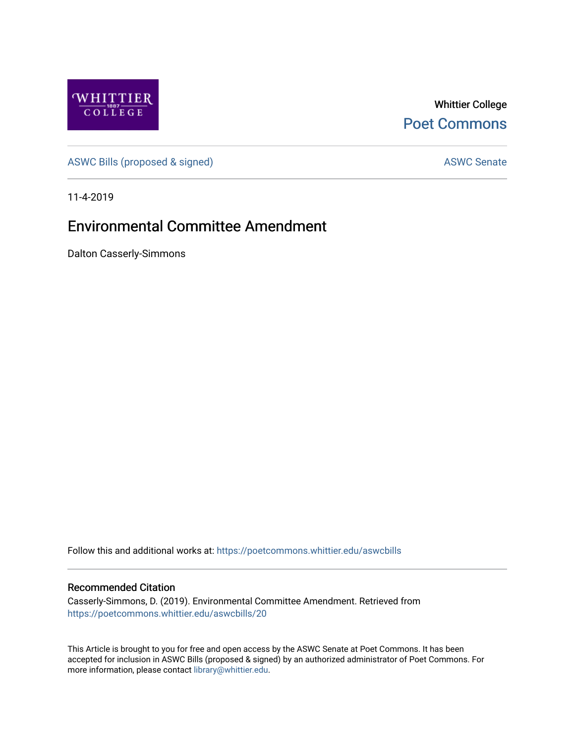Whittier College

Poet Commons

ASWC Bills (proposed & signed)

ASWC Senate

11-4-2019

# Environmental Committee Amendment

Dalton Casserly-Simmons

Follow this and additional works at: https://poetcommons.whittier.edu/aswcbills

## Recommended Citation

Casserly-Simmons, D. (2019). Environmental Committee Amendment. Retrieved from https://poetcommons.whittier.edu/aswcbills/20

This Article is brought to you for free and open access by the ASWC Senate at Poet Commons. It has been accepted for inclusion in ASWC Bills (proposed & signed) by an authorized administrator of Poet Commons. For more information, please contact library@whittier.edu.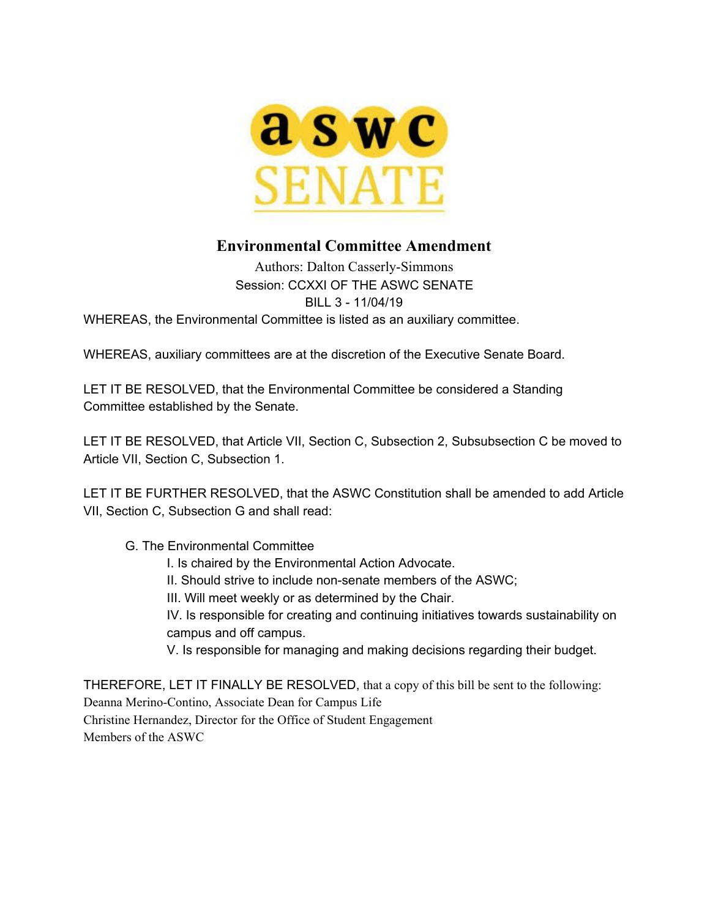# aswc SENATE

## Environmental Committee Amendment

Authors: Dalton Casserly-Simmons
Session: CCXXI OF THE ASWC SENATE
BILL 3 - 11/04/19

WHEREAS, the Environmental Committee is listed as an auxiliary committee.

WHEREAS, auxiliary committees are at the discretion of the Executive Senate Board.

LET IT BE RESOLVED, that the Environmental Committee be considered a Standing Committee established by the Senate.

LET IT BE RESOLVED, that Article VII, Section C, Subsection 2, Subsubsection C be moved to Article VII, Section C, Subsection 1.

LET IT BE FURTHER RESOLVED, that the ASWC Constitution shall be amended to add Article VII, Section C, Subsection G and shall read:

G. The Environmental Committee

- I. Is chaired by the Environmental Action Advocate.
- II. Should strive to include non-senate members of the ASWC;
- III. Will meet weekly or as determined by the Chair.
- IV. Is responsible for creating and continuing initiatives towards sustainability on campus and off campus.
- V. Is responsible for managing and making decisions regarding their budget.

THEREFORE, LET IT FINALLY BE RESOLVED, that a copy of this bill be sent to the following:
Deanna Merino-Contino, Associate Dean for Campus Life
Christine Hernandez, Director for the Office of Student Engagement
Members of the ASWC